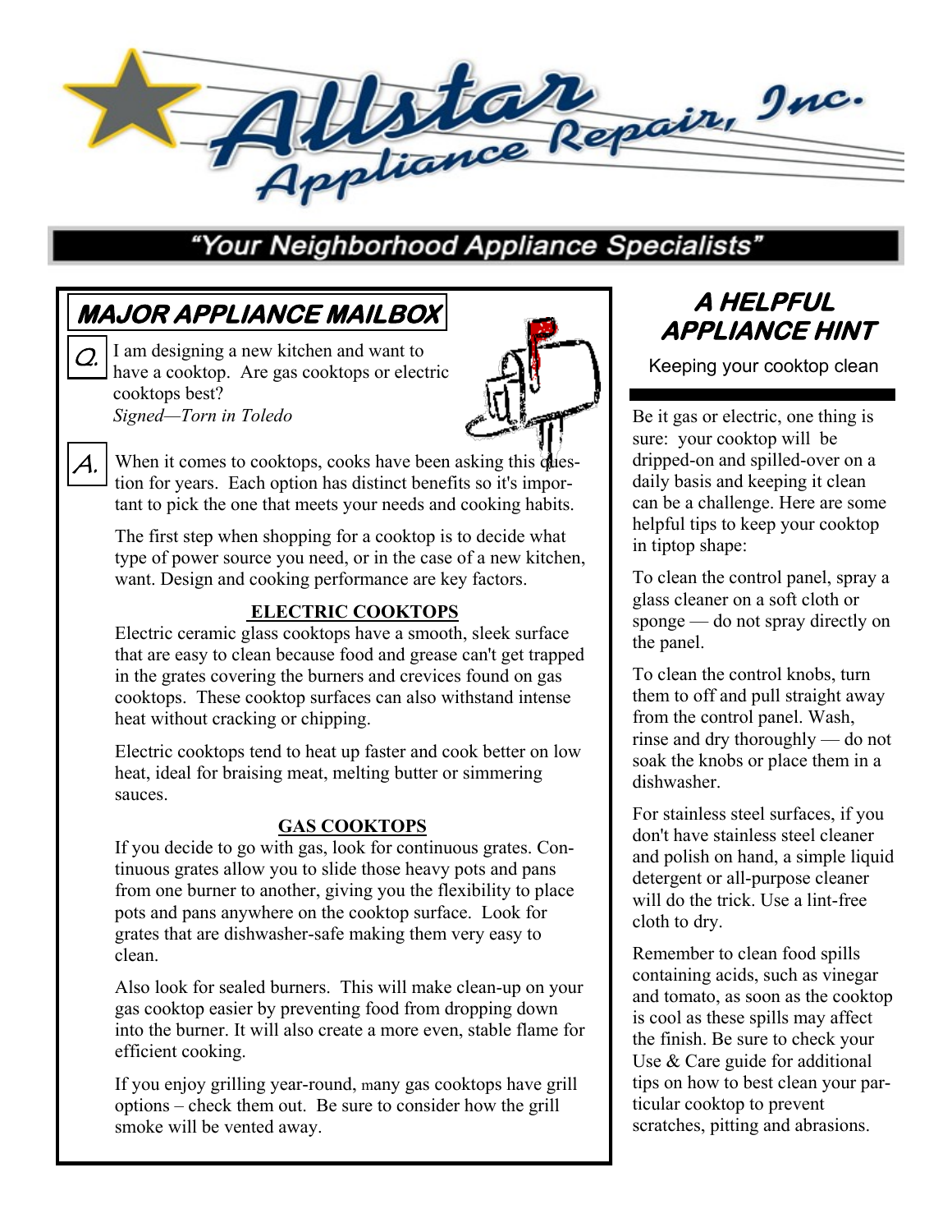# Allstar Appliance Repair, Inc.

**"Your Neighborhood Appliance Specialists"**

## MAJOR APPLIANCE MAILBOX

**Q.** I am designing a new kitchen and want to have a cooktop. Are gas cooktops or electric cooktops best?

*Signed—Torn in Toledo*

**A.** When it comes to cooktops, cooks have been asking this question for years. Each option has distinct benefits so it's important to pick the one that meets your needs and cooking habits.

The first step when shopping for a cooktop is to decide what type of power source you need, or in the case of a new kitchen, want. Design and cooking performance are key factors.

### ELECTRIC COOKTOPS

Electric ceramic glass cooktops have a smooth, sleek surface that are easy to clean because food and grease can't get trapped in the grates covering the burners and crevices found on gas cooktops. These cooktop surfaces can also withstand intense heat without cracking or chipping.

Electric cooktops tend to heat up faster and cook better on low heat, ideal for braising meat, melting butter or simmering sauces.

### GAS COOKTOPS

If you decide to go with gas, look for continuous grates. Continuous grates allow you to slide those heavy pots and pans from one burner to another, giving you the flexibility to place pots and pans anywhere on the cooktop surface. Look for grates that are dishwasher-safe making them very easy to clean.

Also look for sealed burners. This will make clean-up on your gas cooktop easier by preventing food from dropping down into the burner. It will also create a more even, stable flame for efficient cooking.

If you enjoy grilling year-round, many gas cooktops have grill options – check them out. Be sure to consider how the grill smoke will be vented away.

## A HELPFUL APPLIANCE HINT

Keeping your cooktop clean

Be it gas or electric, one thing is sure: your cooktop will be dripped-on and spilled-over on a daily basis and keeping it clean can be a challenge. Here are some helpful tips to keep your cooktop in tiptop shape:

To clean the control panel, spray a glass cleaner on a soft cloth or sponge — do not spray directly on the panel.

To clean the control knobs, turn them to off and pull straight away from the control panel. Wash, rinse and dry thoroughly — do not soak the knobs or place them in a dishwasher.

For stainless steel surfaces, if you don't have stainless steel cleaner and polish on hand, a simple liquid detergent or all-purpose cleaner will do the trick. Use a lint-free cloth to dry.

Remember to clean food spills containing acids, such as vinegar and tomato, as soon as the cooktop is cool as these spills may affect the finish. Be sure to check your Use & Care guide for additional tips on how to best clean your particular cooktop to prevent scratches, pitting and abrasions.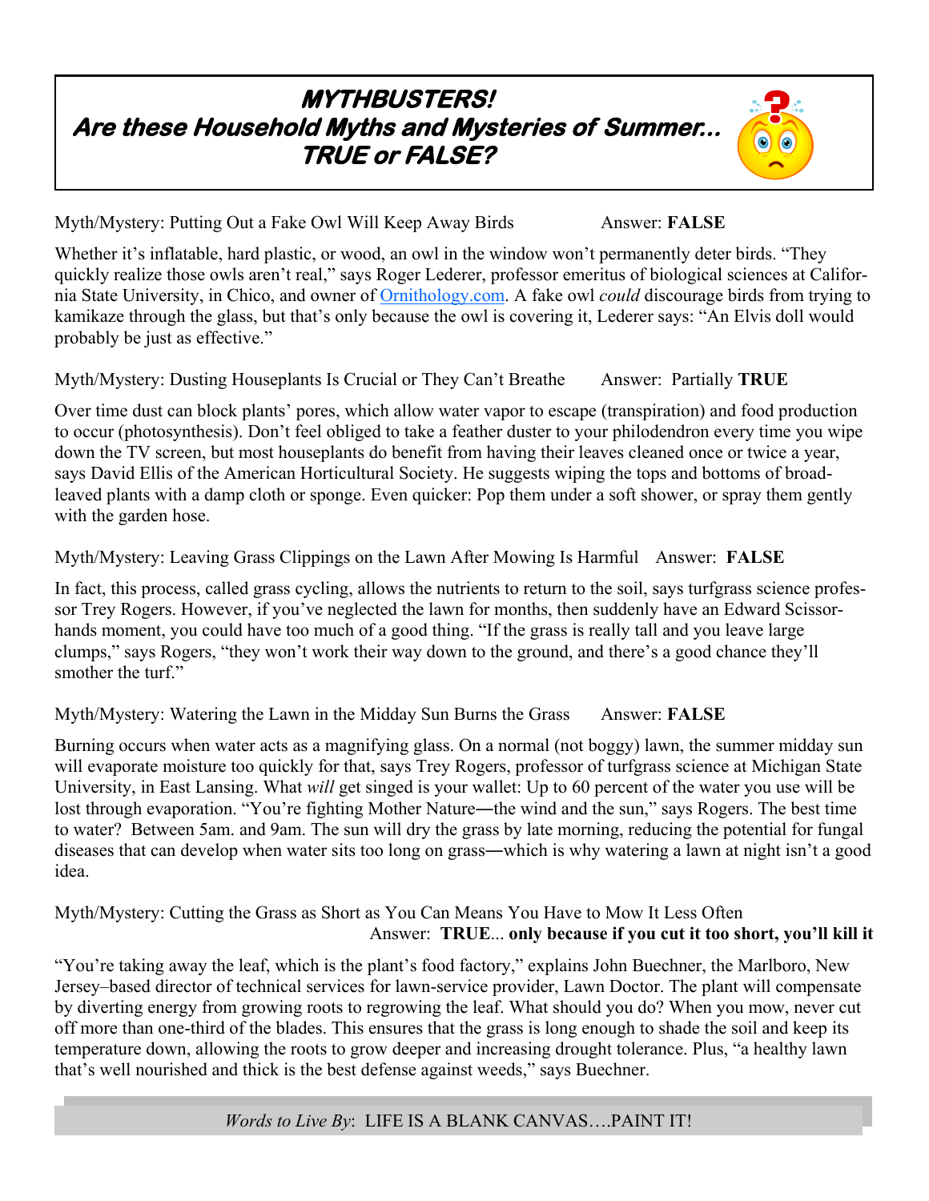# *MYTHBUSTERS! Are these Household Myths and Mysteries of Summer... TRUE or FALSE?*

Myth/Mystery: Putting Out a Fake Owl Will Keep Away Birds  Answer: **FALSE**

Whether it's inflatable, hard plastic, or wood, an owl in the window won't permanently deter birds. "They quickly realize those owls aren't real," says Roger Lederer, professor emeritus of biological sciences at California State University, in Chico, and owner of Ornithology.com. A fake owl *could* discourage birds from trying to kamikaze through the glass, but that's only because the owl is covering it, Lederer says: "An Elvis doll would probably be just as effective."

Myth/Mystery: Dusting Houseplants Is Crucial or They Can't Breathe  Answer: Partially **TRUE**

Over time dust can block plants' pores, which allow water vapor to escape (transpiration) and food production to occur (photosynthesis). Don't feel obliged to take a feather duster to your philodendron every time you wipe down the TV screen, but most houseplants do benefit from having their leaves cleaned once or twice a year, says David Ellis of the American Horticultural Society. He suggests wiping the tops and bottoms of broad-leaved plants with a damp cloth or sponge. Even quicker: Pop them under a soft shower, or spray them gently with the garden hose.

Myth/Mystery: Leaving Grass Clippings on the Lawn After Mowing Is Harmful  Answer: **FALSE**

In fact, this process, called grass cycling, allows the nutrients to return to the soil, says turfgrass science professor Trey Rogers. However, if you've neglected the lawn for months, then suddenly have an Edward Scissorhands moment, you could have too much of a good thing. "If the grass is really tall and you leave large clumps," says Rogers, "they won't work their way down to the ground, and there's a good chance they'll smother the turf."

Myth/Mystery: Watering the Lawn in the Midday Sun Burns the Grass  Answer: **FALSE**

Burning occurs when water acts as a magnifying glass. On a normal (not boggy) lawn, the summer midday sun will evaporate moisture too quickly for that, says Trey Rogers, professor of turfgrass science at Michigan State University, in East Lansing. What *will* get singed is your wallet: Up to 60 percent of the water you use will be lost through evaporation. "You're fighting Mother Nature―the wind and the sun," says Rogers. The best time to water? Between 5am. and 9am. The sun will dry the grass by late morning, reducing the potential for fungal diseases that can develop when water sits too long on grass―which is why watering a lawn at night isn't a good idea.

Myth/Mystery: Cutting the Grass as Short as You Can Means You Have to Mow It Less Often
Answer: **TRUE**... **only because if you cut it too short, you'll kill it**

"You're taking away the leaf, which is the plant's food factory," explains John Buechner, the Marlboro, New Jersey–based director of technical services for lawn-service provider, Lawn Doctor. The plant will compensate by diverting energy from growing roots to regrowing the leaf. What should you do? When you mow, never cut off more than one-third of the blades. This ensures that the grass is long enough to shade the soil and keep its temperature down, allowing the roots to grow deeper and increasing drought tolerance. Plus, "a healthy lawn that's well nourished and thick is the best defense against weeds," says Buechner.

*Words to Live By*: LIFE IS A BLANK CANVAS….PAINT IT!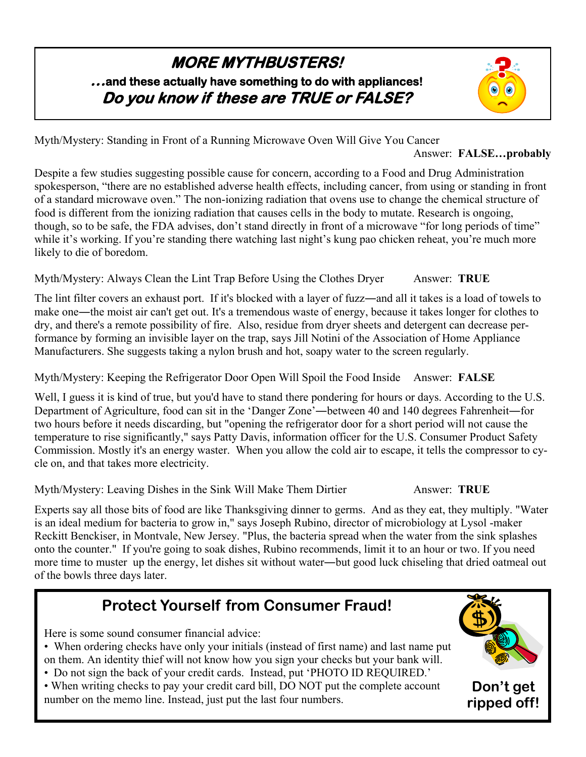## *MORE MYTHBUSTERS!*

***…*and these actually have something to do with appliances!**

***Do you know if these are TRUE or FALSE?***

Myth/Mystery: Standing in Front of a Running Microwave Oven Will Give You Cancer

Answer: **FALSE…probably**

Despite a few studies suggesting possible cause for concern, according to a Food and Drug Administration spokesperson, "there are no established adverse health effects, including cancer, from using or standing in front of a standard microwave oven." The non-ionizing radiation that ovens use to change the chemical structure of food is different from the ionizing radiation that causes cells in the body to mutate. Research is ongoing, though, so to be safe, the FDA advises, don't stand directly in front of a microwave "for long periods of time" while it's working. If you're standing there watching last night's kung pao chicken reheat, you're much more likely to die of boredom.

Myth/Mystery: Always Clean the Lint Trap Before Using the Clothes Dryer    Answer: **TRUE**

The lint filter covers an exhaust port. If it's blocked with a layer of fuzz—and all it takes is a load of towels to make one—the moist air can't get out. It's a tremendous waste of energy, because it takes longer for clothes to dry, and there's a remote possibility of fire. Also, residue from dryer sheets and detergent can decrease performance by forming an invisible layer on the trap, says Jill Notini of the Association of Home Appliance Manufacturers. She suggests taking a nylon brush and hot, soapy water to the screen regularly.

Myth/Mystery: Keeping the Refrigerator Door Open Will Spoil the Food Inside    Answer: **FALSE**

Well, I guess it is kind of true, but you'd have to stand there pondering for hours or days. According to the U.S. Department of Agriculture, food can sit in the 'Danger Zone'—between 40 and 140 degrees Fahrenheit—for two hours before it needs discarding, but "opening the refrigerator door for a short period will not cause the temperature to rise significantly," says Patty Davis, information officer for the U.S. Consumer Product Safety Commission. Mostly it's an energy waster. When you allow the cold air to escape, it tells the compressor to cycle on, and that takes more electricity.

Myth/Mystery: Leaving Dishes in the Sink Will Make Them Dirtier    Answer: **TRUE**

Experts say all those bits of food are like Thanksgiving dinner to germs. And as they eat, they multiply. "Water is an ideal medium for bacteria to grow in," says Joseph Rubino, director of microbiology at Lysol -maker Reckitt Benckiser, in Montvale, New Jersey. "Plus, the bacteria spread when the water from the sink splashes onto the counter." If you're going to soak dishes, Rubino recommends, limit it to an hour or two. If you need more time to muster up the energy, let dishes sit without water—but good luck chiseling that dried oatmeal out of the bowls three days later.

## Protect Yourself from Consumer Fraud!

Here is some sound consumer financial advice:

- When ordering checks have only your initials (instead of first name) and last name put on them. An identity thief will not know how you sign your checks but your bank will.
- Do not sign the back of your credit cards. Instead, put 'PHOTO ID REQUIRED.'
- When writing checks to pay your credit card bill, DO NOT put the complete account number on the memo line. Instead, just put the last four numbers.

**Don't get ripped off!**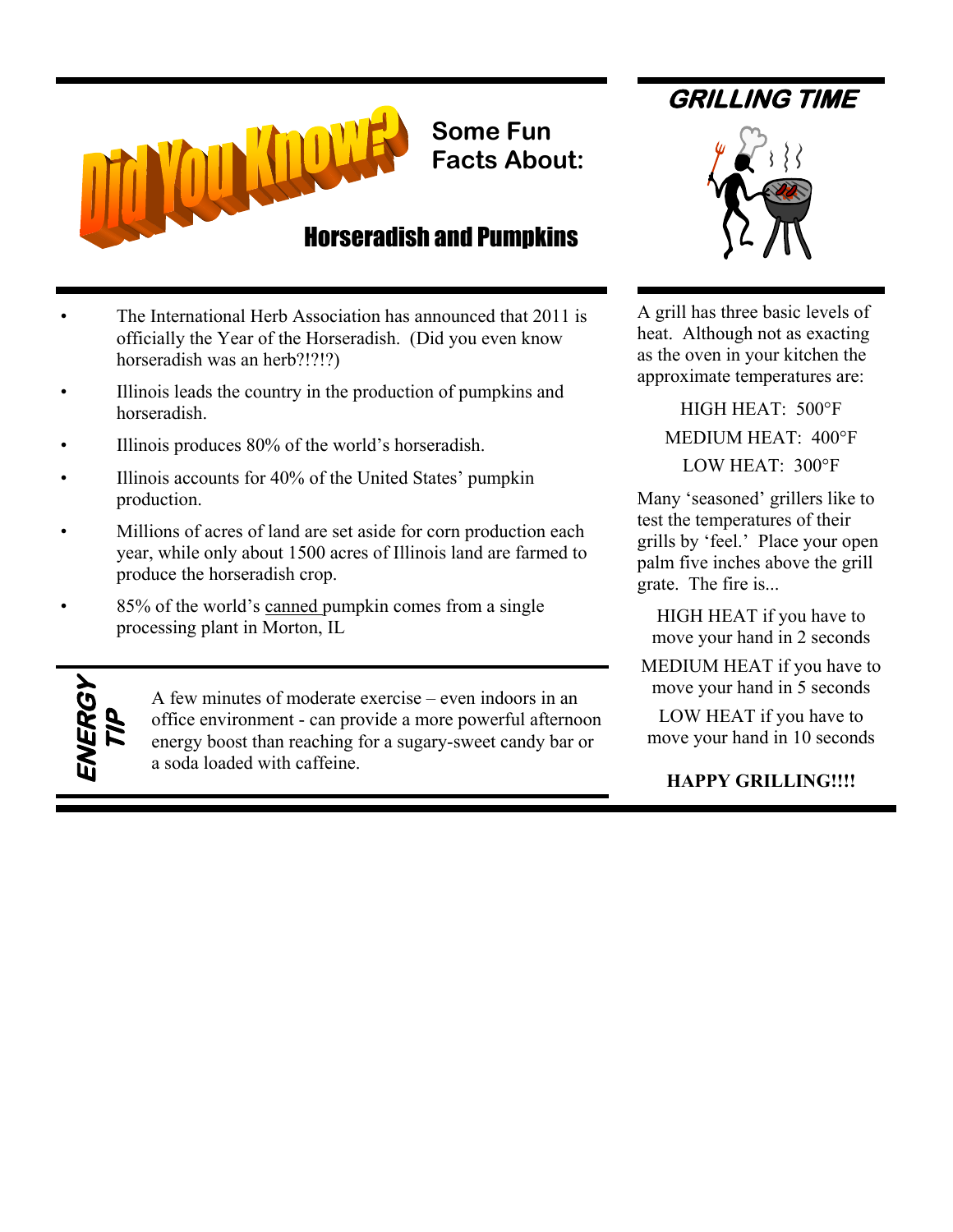# Did You Know?

## Some Fun Facts About:

## Horseradish and Pumpkins

- The International Herb Association has announced that 2011 is officially the Year of the Horseradish. (Did you even know horseradish was an herb?!?!?)
- Illinois leads the country in the production of pumpkins and horseradish.
- Illinois produces 80% of the world's horseradish.
- Illinois accounts for 40% of the United States' pumpkin production.
- Millions of acres of land are set aside for corn production each year, while only about 1500 acres of Illinois land are farmed to produce the horseradish crop.
- 85% of the world's canned pumpkin comes from a single processing plant in Morton, IL

## ENERGY TIP

A few minutes of moderate exercise – even indoors in an office environment - can provide a more powerful afternoon energy boost than reaching for a sugary-sweet candy bar or a soda loaded with caffeine.

## GRILLING TIME

A grill has three basic levels of heat. Although not as exacting as the oven in your kitchen the approximate temperatures are:

HIGH HEAT: 500°F

MEDIUM HEAT: 400°F

LOW HEAT: 300°F

Many 'seasoned' grillers like to test the temperatures of their grills by 'feel.' Place your open palm five inches above the grill grate. The fire is...

HIGH HEAT if you have to move your hand in 2 seconds

MEDIUM HEAT if you have to move your hand in 5 seconds

LOW HEAT if you have to move your hand in 10 seconds

**HAPPY GRILLING!!!!**